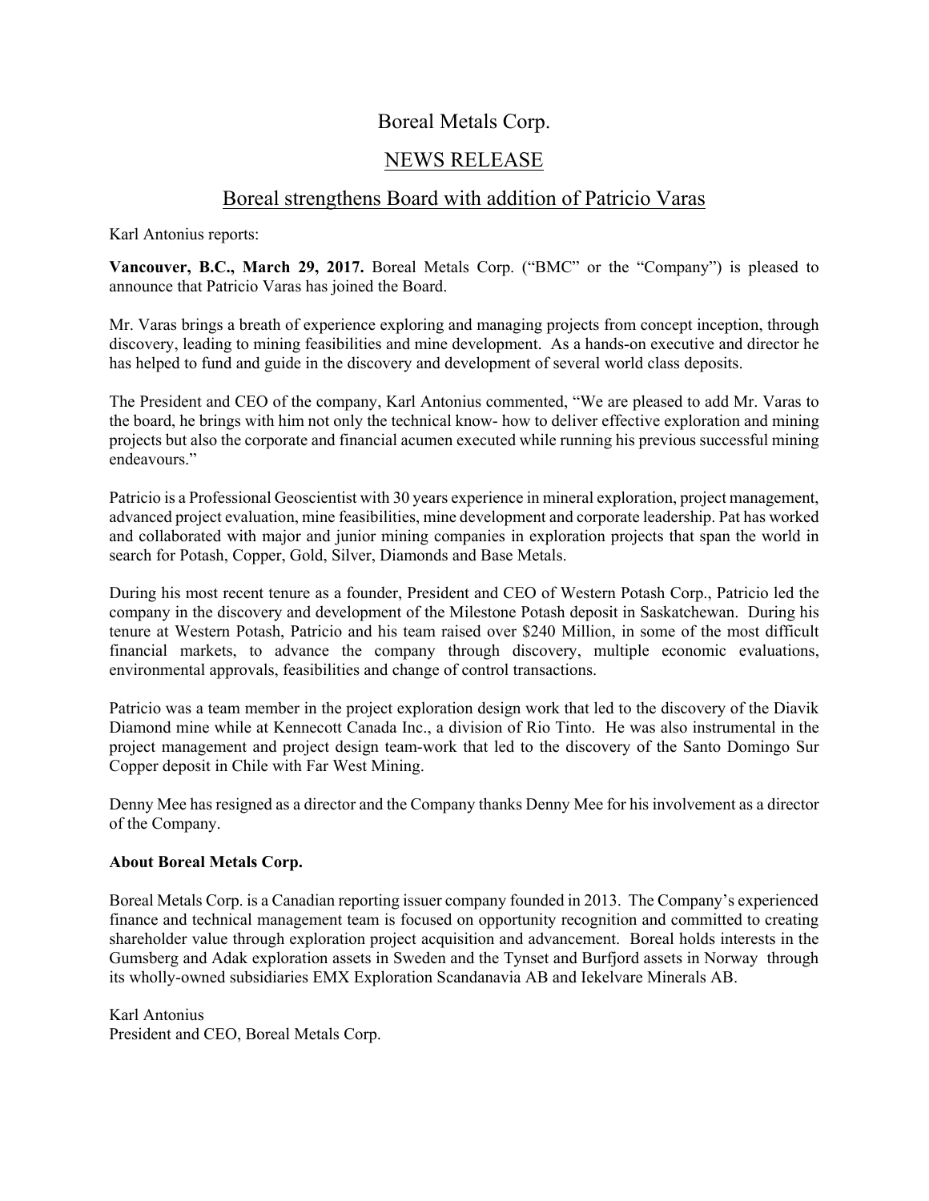# Boreal Metals Corp.

## NEWS RELEASE

## Boreal strengthens Board with addition of Patricio Varas

Karl Antonius reports:

**Vancouver, B.C., March 29, 2017.** Boreal Metals Corp. ("BMC" or the "Company") is pleased to announce that Patricio Varas has joined the Board.

Mr. Varas brings a breath of experience exploring and managing projects from concept inception, through discovery, leading to mining feasibilities and mine development. As a hands-on executive and director he has helped to fund and guide in the discovery and development of several world class deposits.

The President and CEO of the company, Karl Antonius commented, "We are pleased to add Mr. Varas to the board, he brings with him not only the technical know- how to deliver effective exploration and mining projects but also the corporate and financial acumen executed while running his previous successful mining endeavours."

Patricio is a Professional Geoscientist with 30 years experience in mineral exploration, project management, advanced project evaluation, mine feasibilities, mine development and corporate leadership. Pat has worked and collaborated with major and junior mining companies in exploration projects that span the world in search for Potash, Copper, Gold, Silver, Diamonds and Base Metals.

During his most recent tenure as a founder, President and CEO of Western Potash Corp., Patricio led the company in the discovery and development of the Milestone Potash deposit in Saskatchewan. During his tenure at Western Potash, Patricio and his team raised over $240 Million, in some of the most difficult financial markets, to advance the company through discovery, multiple economic evaluations, environmental approvals, feasibilities and change of control transactions.

Patricio was a team member in the project exploration design work that led to the discovery of the Diavik Diamond mine while at Kennecott Canada Inc., a division of Rio Tinto. He was also instrumental in the project management and project design team-work that led to the discovery of the Santo Domingo Sur Copper deposit in Chile with Far West Mining.

Denny Mee has resigned as a director and the Company thanks Denny Mee for his involvement as a director of the Company.

**About Boreal Metals Corp.**

Boreal Metals Corp. is a Canadian reporting issuer company founded in 2013. The Company's experienced finance and technical management team is focused on opportunity recognition and committed to creating shareholder value through exploration project acquisition and advancement. Boreal holds interests in the Gumsberg and Adak exploration assets in Sweden and the Tynset and Burfjord assets in Norway through its wholly-owned subsidiaries EMX Exploration Scandanavia AB and Iekelvare Minerals AB.

Karl Antonius
President and CEO, Boreal Metals Corp.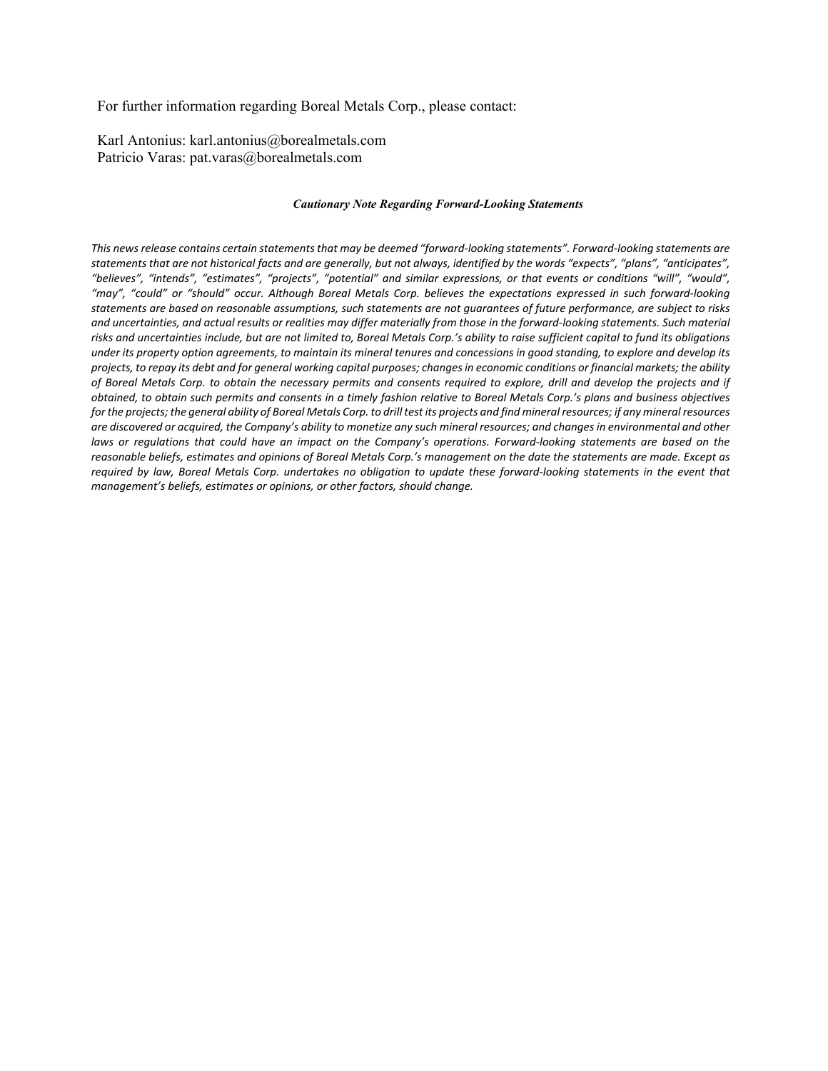For further information regarding Boreal Metals Corp., please contact:

Karl Antonius: karl.antonius@borealmetals.com
Patricio Varas: pat.varas@borealmetals.com

***Cautionary Note Regarding Forward-Looking Statements***

*This news release contains certain statements that may be deemed "forward-looking statements". Forward-looking statements are statements that are not historical facts and are generally, but not always, identified by the words "expects", "plans", "anticipates", "believes", "intends", "estimates", "projects", "potential" and similar expressions, or that events or conditions "will", "would", "may", "could" or "should" occur. Although Boreal Metals Corp. believes the expectations expressed in such forward-looking statements are based on reasonable assumptions, such statements are not guarantees of future performance, are subject to risks and uncertainties, and actual results or realities may differ materially from those in the forward-looking statements. Such material risks and uncertainties include, but are not limited to, Boreal Metals Corp.'s ability to raise sufficient capital to fund its obligations under its property option agreements, to maintain its mineral tenures and concessions in good standing, to explore and develop its projects, to repay its debt and for general working capital purposes; changes in economic conditions or financial markets; the ability of Boreal Metals Corp. to obtain the necessary permits and consents required to explore, drill and develop the projects and if obtained, to obtain such permits and consents in a timely fashion relative to Boreal Metals Corp.'s plans and business objectives for the projects; the general ability of Boreal Metals Corp. to drill test its projects and find mineral resources; if any mineral resources are discovered or acquired, the Company's ability to monetize any such mineral resources; and changes in environmental and other laws or regulations that could have an impact on the Company's operations. Forward-looking statements are based on the reasonable beliefs, estimates and opinions of Boreal Metals Corp.'s management on the date the statements are made. Except as required by law, Boreal Metals Corp. undertakes no obligation to update these forward-looking statements in the event that management's beliefs, estimates or opinions, or other factors, should change.*